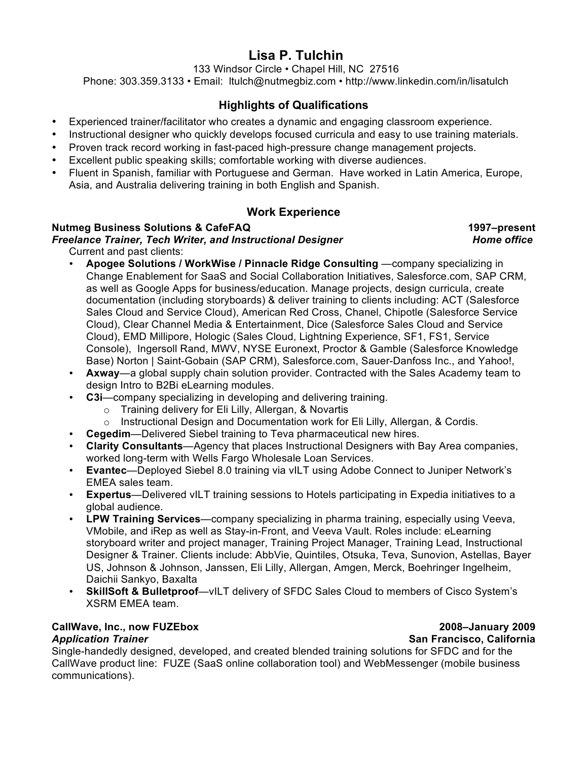# Lisa P. Tulchin

133 Windsor Circle • Chapel Hill, NC 27516

Phone: 303.359.3133 • Email: ltulch@nutmegbiz.com • http://www.linkedin.com/in/lisatulch

## Highlights of Qualifications

- Experienced trainer/facilitator who creates a dynamic and engaging classroom experience.
- Instructional designer who quickly develops focused curricula and easy to use training materials.
- Proven track record working in fast-paced high-pressure change management projects.
- Excellent public speaking skills; comfortable working with diverse audiences.
- Fluent in Spanish, familiar with Portuguese and German. Have worked in Latin America, Europe, Asia, and Australia delivering training in both English and Spanish.

## Work Experience

**Nutmeg Business Solutions & CafeFAQ** — **1997–present**

***Freelance Trainer, Tech Writer, and Instructional Designer*** — ***Home office***

Current and past clients:

- **Apogee Solutions / WorkWise / Pinnacle Ridge Consulting** —company specializing in Change Enablement for SaaS and Social Collaboration Initiatives, Salesforce.com, SAP CRM, as well as Google Apps for business/education. Manage projects, design curricula, create documentation (including storyboards) & deliver training to clients including: ACT (Salesforce Sales Cloud and Service Cloud), American Red Cross, Chanel, Chipotle (Salesforce Service Cloud), Clear Channel Media & Entertainment, Dice (Salesforce Sales Cloud and Service Cloud), EMD Millipore, Hologic (Sales Cloud, Lightning Experience, SF1, FS1, Service Console), Ingersoll Rand, MWV, NYSE Euronext, Proctor & Gamble (Salesforce Knowledge Base) Norton | Saint-Gobain (SAP CRM), Salesforce.com, Sauer-Danfoss Inc., and Yahoo!,
- **Axway**—a global supply chain solution provider. Contracted with the Sales Academy team to design Intro to B2Bi eLearning modules.
- **C3i**—company specializing in developing and delivering training.
  - Training delivery for Eli Lilly, Allergan, & Novartis
  - Instructional Design and Documentation work for Eli Lilly, Allergan, & Cordis.
- **Cegedim**—Delivered Siebel training to Teva pharmaceutical new hires.
- **Clarity Consultants**—Agency that places Instructional Designers with Bay Area companies, worked long-term with Wells Fargo Wholesale Loan Services.
- **Evantec**—Deployed Siebel 8.0 training via vILT using Adobe Connect to Juniper Network's EMEA sales team.
- **Expertus**—Delivered vILT training sessions to Hotels participating in Expedia initiatives to a global audience.
- **LPW Training Services**—company specializing in pharma training, especially using Veeva, VMobile, and iRep as well as Stay-in-Front, and Veeva Vault. Roles include: eLearning storyboard writer and project manager, Training Project Manager, Training Lead, Instructional Designer & Trainer. Clients include: AbbVie, Quintiles, Otsuka, Teva, Sunovion, Astellas, Bayer US, Johnson & Johnson, Janssen, Eli Lilly, Allergan, Amgen, Merck, Boehringer Ingelheim, Daichii Sankyo, Baxalta
- **SkillSoft & Bulletproof**—vILT delivery of SFDC Sales Cloud to members of Cisco System's XSRM EMEA team.

**CallWave, Inc., now FUZEbox** — **2008–January 2009**

***Application Trainer*** — **San Francisco, California**

Single-handedly designed, developed, and created blended training solutions for SFDC and for the CallWave product line: FUZE (SaaS online collaboration tool) and WebMessenger (mobile business communications).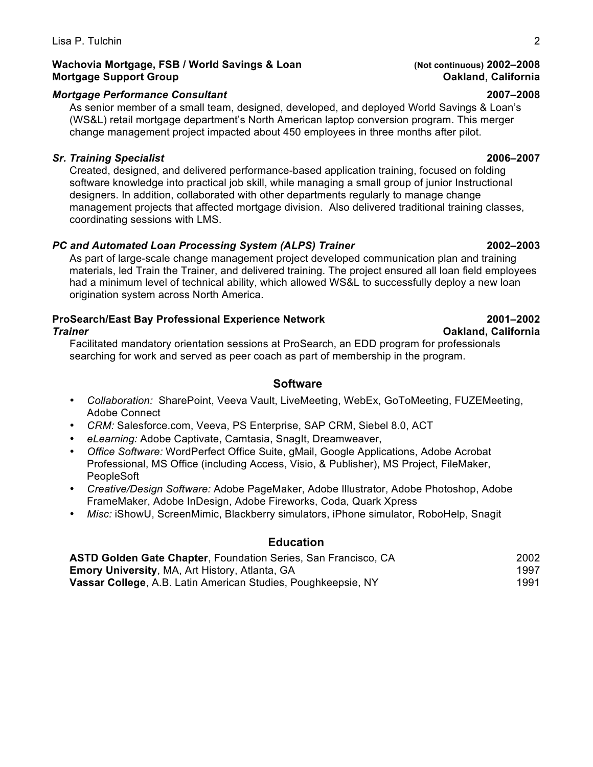**Wachovia Mortgage, FSB / World Savings & Loan** (Not continuous) **2002–2008**
**Mortgage Support Group** **Oakland, California**

***Mortgage Performance Consultant*** **2007–2008**

As senior member of a small team, designed, developed, and deployed World Savings & Loan's (WS&L) retail mortgage department's North American laptop conversion program. This merger change management project impacted about 450 employees in three months after pilot.

***Sr. Training Specialist*** **2006–2007**

Created, designed, and delivered performance-based application training, focused on folding software knowledge into practical job skill, while managing a small group of junior Instructional designers. In addition, collaborated with other departments regularly to manage change management projects that affected mortgage division. Also delivered traditional training classes, coordinating sessions with LMS.

***PC and Automated Loan Processing System (ALPS) Trainer*** **2002–2003**

As part of large-scale change management project developed communication plan and training materials, led Train the Trainer, and delivered training. The project ensured all loan field employees had a minimum level of technical ability, which allowed WS&L to successfully deploy a new loan origination system across North America.

**ProSearch/East Bay Professional Experience Network** **2001–2002**
***Trainer*** **Oakland, California**

Facilitated mandatory orientation sessions at ProSearch, an EDD program for professionals searching for work and served as peer coach as part of membership in the program.

## Software

- *Collaboration:* SharePoint, Veeva Vault, LiveMeeting, WebEx, GoToMeeting, FUZEMeeting, Adobe Connect
- *CRM:* Salesforce.com, Veeva, PS Enterprise, SAP CRM, Siebel 8.0, ACT
- *eLearning:* Adobe Captivate, Camtasia, SnagIt, Dreamweaver,
- *Office Software:* WordPerfect Office Suite, gMail, Google Applications, Adobe Acrobat Professional, MS Office (including Access, Visio, & Publisher), MS Project, FileMaker, PeopleSoft
- *Creative/Design Software:* Adobe PageMaker, Adobe Illustrator, Adobe Photoshop, Adobe FrameMaker, Adobe InDesign, Adobe Fireworks, Coda, Quark Xpress
- *Misc:* iShowU, ScreenMimic, Blackberry simulators, iPhone simulator, RoboHelp, Snagit

## Education

| | |
|---|---|
| **ASTD Golden Gate Chapter**, Foundation Series, San Francisco, CA | 2002 |
| **Emory University**, MA, Art History, Atlanta, GA | 1997 |
| **Vassar College**, A.B. Latin American Studies, Poughkeepsie, NY | 1991 |